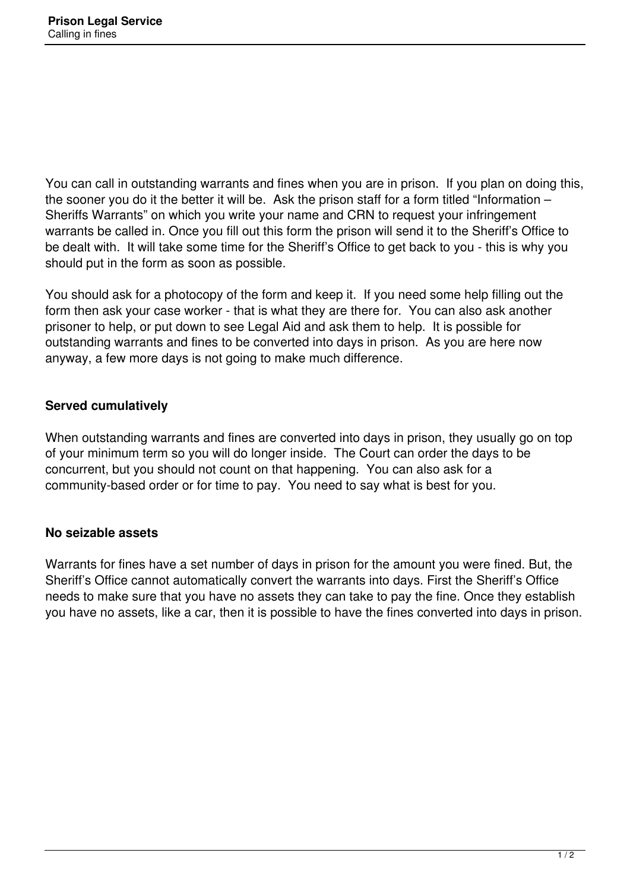You can call in outstanding warrants and fines when you are in prison. If you plan on doing this, the sooner you do it the better it will be. Ask the prison staff for a form titled "Information – Sheriffs Warrants" on which you write your name and CRN to request your infringement warrants be called in. Once you fill out this form the prison will send it to the Sheriff's Office to be dealt with. It will take some time for the Sheriff's Office to get back to you - this is why you should put in the form as soon as possible.

You should ask for a photocopy of the form and keep it. If you need some help filling out the form then ask your case worker - that is what they are there for. You can also ask another prisoner to help, or put down to see Legal Aid and ask them to help. It is possible for outstanding warrants and fines to be converted into days in prison. As you are here now anyway, a few more days is not going to make much difference.

### Served cumulatively

When outstanding warrants and fines are converted into days in prison, they usually go on top of your minimum term so you will do longer inside. The Court can order the days to be concurrent, but you should not count on that happening. You can also ask for a community-based order or for time to pay. You need to say what is best for you.

### No seizable assets

Warrants for fines have a set number of days in prison for the amount you were fined. But, the Sheriff's Office cannot automatically convert the warrants into days. First the Sheriff's Office needs to make sure that you have no assets they can take to pay the fine. Once they establish you have no assets, like a car, then it is possible to have the fines converted into days in prison.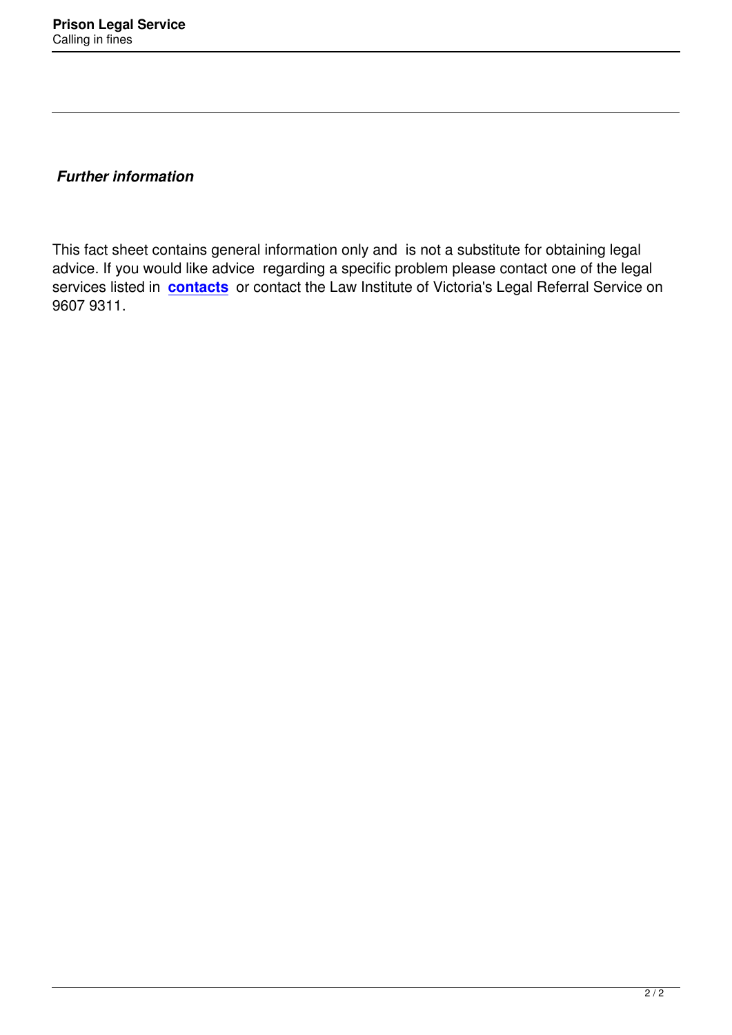***Further information***

This fact sheet contains general information only and is not a substitute for obtaining legal advice. If you would like advice regarding a specific problem please contact one of the legal services listed in **contacts** or contact the Law Institute of Victoria's Legal Referral Service on 9607 9311.